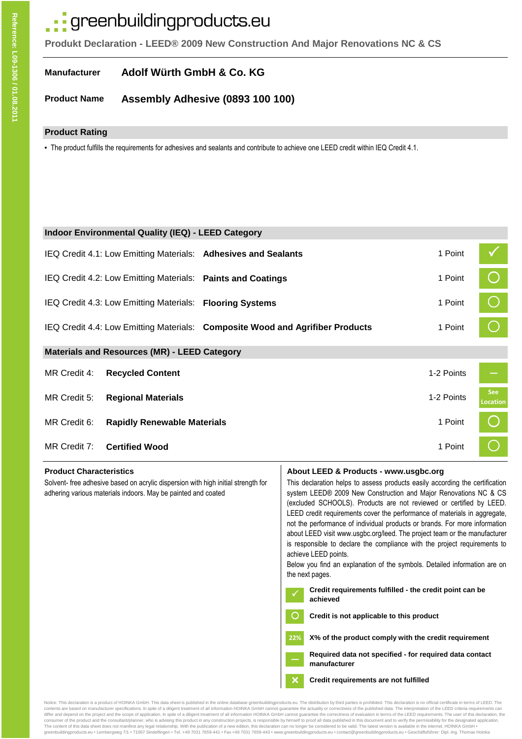Reference: L09-1306 / 01.08.2011

# greenbuildingproducts.eu

## Produkt Declaration - LEED® 2009 New Construction And Major Renovations NC & CS

**Manufacturer** **Adolf Würth GmbH & Co. KG**

**Product Name** **Assembly Adhesive (0893 100 100)**

## Product Rating

- The product fulfills the requirements for adhesives and sealants and contribute to achieve one LEED credit within IEQ Credit 4.1.

| Indoor Environmental Quality (IEQ) - LEED Category | | | |
|---|---|---|---|
| IEQ Credit 4.1: Low Emitting Materials: | **Adhesives and Sealants** | 1 Point | ✓ |
| IEQ Credit 4.2: Low Emitting Materials: | **Paints and Coatings** | 1 Point | ○ |
| IEQ Credit 4.3: Low Emitting Materials: | **Flooring Systems** | 1 Point | ○ |
| IEQ Credit 4.4: Low Emitting Materials: | **Composite Wood and Agrifiber Products** | 1 Point | ○ |
| **Materials and Resources (MR) - LEED Category** | | | |
| MR Credit 4: | **Recycled Content** | 1-2 Points | – |
| MR Credit 5: | **Regional Materials** | 1-2 Points | See Location |
| MR Credit 6: | **Rapidly Renewable Materials** | 1 Point | ○ |
| MR Credit 7: | **Certified Wood** | 1 Point | ○ |

### Product Characteristics

Solvent- free adhesive based on acrylic dispersion with high initial strength for adhering various materials indoors. May be painted and coated

### About LEED & Products - www.usgbc.org

This declaration helps to assess products easily according the certification system LEED® 2009 New Construction and Major Renovations NC & CS (excluded SCHOOLS). Products are not reviewed or certified by LEED. LEED credit requirements cover the performance of materials in aggregate, not the performance of individual products or brands. For more information about LEED visit www.usgbc.org/leed. The project team or the manufacturer is responsible to declare the compliance with the project requirements to achieve LEED points.
Below you find an explanation of the symbols. Detailed information are on the next pages.

- ✓ **Credit requirements fulfilled - the credit point can be achieved**
- ○ **Credit is not applicable to this product**
- 22% **X% of the product comply with the credit requirement**
- – **Required data not specified - for required data contact manufacturer**
- ✕ **Credit requirements are not fulfilled**

Notice: This declaration is a product of HOINKA GmbH. This data sheet is published in the online database greenbuildingproducts.eu. The distribution by third parties is prohibited. This declaration is no official certificate in terms of LEED. The contents are based on manufacturer specifications. In spite of a diligent treatment of all information HOINKA GmbH cannot guarantee the actuality or correctness of the published data. The interpretation of the LEED criteria requirements can differ and depend on the project and the scope of application. In spite of a diligent treatment of all information HOINKA GmbH cannot guarantee the correctness of evaluation in terms of the LEED requirements. The user of this declaration, the consumer of the product and the consultant/planner, who is advising this product in any construction projects, is responsible by himself to proof all data published in this document and to verify the permissibility for the designated application. The content of this data sheet does not manifest any legal relationship. With the publication of a new edition, this declaration can no longer be considered to be valid. The latest version is available in the internet. HOINKA GmbH • greenbuildingproducts.eu • Lembergweg 7/1 • 71067 Sindelfingen • Tel. +49 7031 7659-441 • Fax +49 7031 7659-443 • www.greenbuildingproducts.eu • contact@greenbuildingproducts.eu • Geschäftsführer: Dipl.-Ing. Thomas Hoinka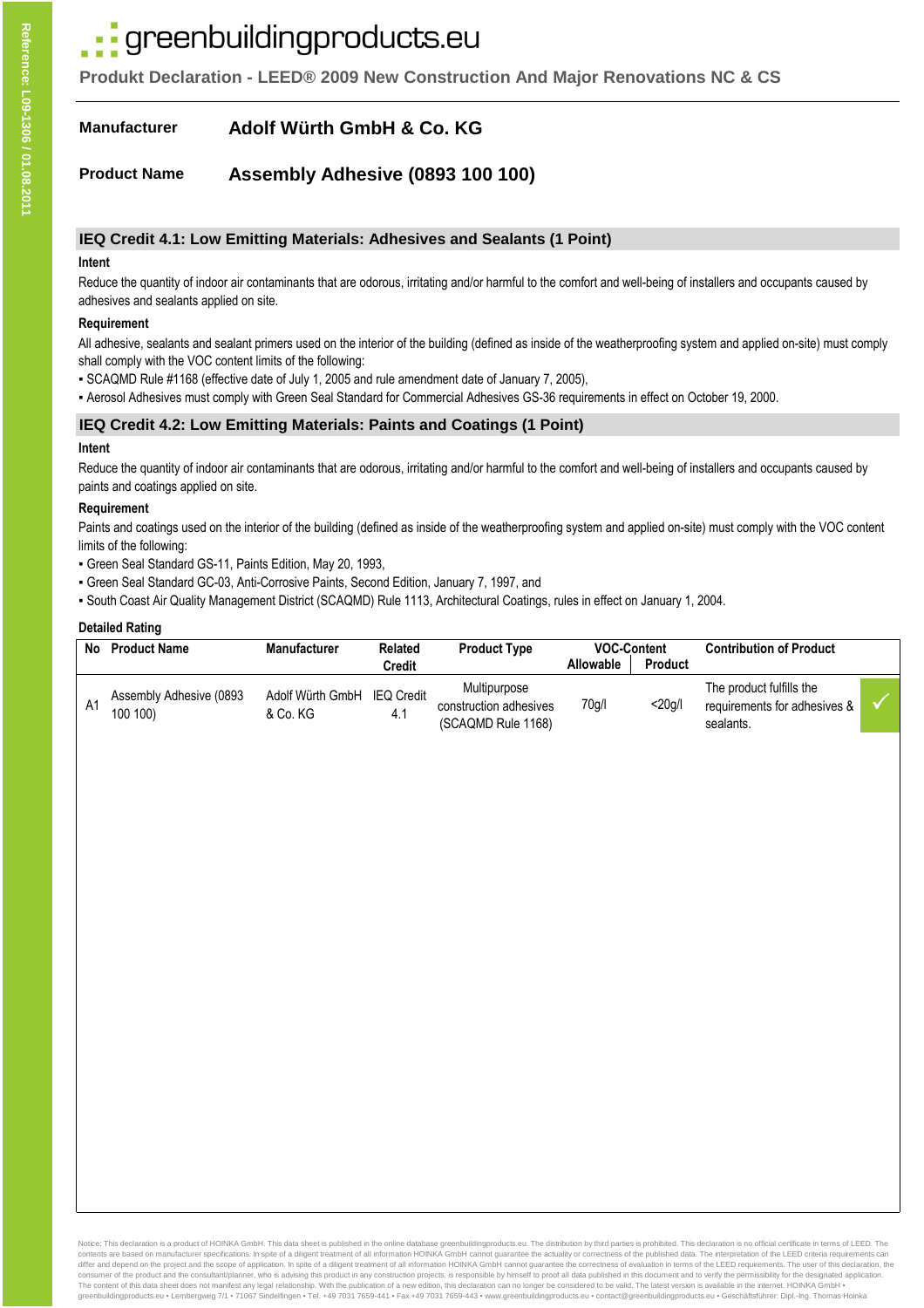# greenbuildingproducts.eu

**Produkt Declaration - LEED® 2009 New Construction And Major Renovations NC & CS**

**Manufacturer** **Adolf Würth GmbH & Co. KG**

**Product Name** **Assembly Adhesive (0893 100 100)**

## IEQ Credit 4.1: Low Emitting Materials: Adhesives and Sealants (1 Point)

### Intent

Reduce the quantity of indoor air contaminants that are odorous, irritating and/or harmful to the comfort and well-being of installers and occupants caused by adhesives and sealants applied on site.

### Requirement

All adhesive, sealants and sealant primers used on the interior of the building (defined as inside of the weatherproofing system and applied on-site) must comply shall comply with the VOC content limits of the following:

- SCAQMD Rule #1168 (effective date of July 1, 2005 and rule amendment date of January 7, 2005),
- Aerosol Adhesives must comply with Green Seal Standard for Commercial Adhesives GS-36 requirements in effect on October 19, 2000.

## IEQ Credit 4.2: Low Emitting Materials: Paints and Coatings (1 Point)

### Intent

Reduce the quantity of indoor air contaminants that are odorous, irritating and/or harmful to the comfort and well-being of installers and occupants caused by paints and coatings applied on site.

### Requirement

Paints and coatings used on the interior of the building (defined as inside of the weatherproofing system and applied on-site) must comply with the VOC content limits of the following:

- Green Seal Standard GS-11, Paints Edition, May 20, 1993,
- Green Seal Standard GC-03, Anti-Corrosive Paints, Second Edition, January 7, 1997, and
- South Coast Air Quality Management District (SCAQMD) Rule 1113, Architectural Coatings, rules in effect on January 1, 2004.

### Detailed Rating

| No | Product Name | Manufacturer | Related Credit | Product Type | VOC-Content | | Contribution of Product | |
|---|---|---|---|---|---|---|---|---|
| | | | | | Allowable | Product | | |
| A1 | Assembly Adhesive (0893 100 100) | Adolf Würth GmbH & Co. KG | IEQ Credit 4.1 | Multipurpose construction adhesives (SCAQMD Rule 1168) | 70g/l | <20g/l | The product fulfills the requirements for adhesives & sealants. | ✓ |

Notice: This declaration is a product of HOINKA GmbH. This data sheet is published in the online database greenbuildingproducts.eu. The distribution by third parties is prohibited. This declaration is no official certificate in terms of LEED. The contents are based on manufacturer specifications. In spite of a diligent treatment of all information HOINKA GmbH cannot guarantee the actuality or correctness of the published data. The interpretation of the LEED criteria requirements can differ and depend on the project and the scope of application. In spite of a diligent treatment of all information HOINKA GmbH cannot guarantee the correctness of evaluation in terms of the LEED requirements. The user of this declaration, the consumer of the product and the consultant/planner, who is advising this product in any construction projects, is responsible by himself to proof all data published in this document and to verify the permissibility for the designated application. The content of this data sheet does not manifest any legal relationship. With the publication of a new edition, this declaration can no longer be considered to be valid. The latest version is available in the internet. HOINKA GmbH • greenbuildingproducts.eu • Lembergweg 7/1 • 71067 Sindelfingen • Tel. +49 7031 7659-441 • Fax +49 7031 7659-443 • www.greenbuildingproducts.eu • contact@greenbuildingproducts.eu • Geschäftsführer: Dipl.-Ing. Thomas Hoinka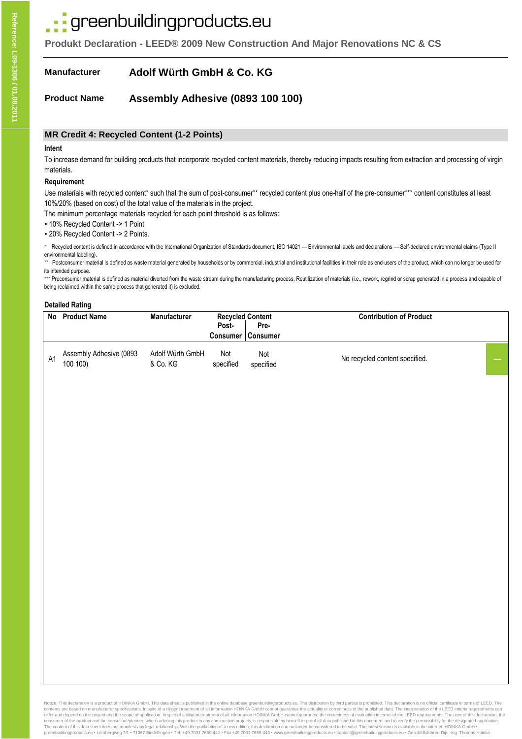# greenbuildingproducts.eu

**Produkt Declaration - LEED® 2009 New Construction And Major Renovations NC & CS**

| | |
|---|---|
| **Manufacturer** | **Adolf Würth GmbH & Co. KG** |
| **Product Name** | **Assembly Adhesive (0893 100 100)** |

## MR Credit 4: Recycled Content (1-2 Points)

### Intent

To increase demand for building products that incorporate recycled content materials, thereby reducing impacts resulting from extraction and processing of virgin materials.

### Requirement

Use materials with recycled content* such that the sum of post-consumer** recycled content plus one-half of the pre-consumer*** content constitutes at least 10%/20% (based on cost) of the total value of the materials in the project.

The minimum percentage materials recycled for each point threshold is as follows:

- 10% Recycled Content -> 1 Point
- 20% Recycled Content -> 2 Points.

\* Recycled content is defined in accordance with the International Organization of Standards document, ISO 14021 — Environmental labels and declarations — Self-declared environmental claims (Type II environmental labeling).

\** Postconsumer material is defined as waste material generated by households or by commercial, industrial and institutional facilities in their role as end-users of the product, which can no longer be used for its intended purpose.

\*** Preconsumer material is defined as material diverted from the waste stream during the manufacturing process. Reutilization of materials (i.e., rework, regrind or scrap generated in a process and capable of being reclaimed within the same process that generated it) is excluded.

### Detailed Rating

| No | Product Name | Manufacturer | Recycled Content Post-Consumer | Recycled Content Pre-Consumer | Contribution of Product | |
|---|---|---|---|---|---|---|
| A1 | Assembly Adhesive (0893 100 100) | Adolf Würth GmbH & Co. KG | Not specified | Not specified | No recycled content specified. | – |

Notice: This declaration is a product of HOINKA GmbH. This data sheet is published in the online database greenbuildingproducts.eu. The distribution by third parties is prohibited. This declaration is no official certificate in terms of LEED. The contents are based on manufacturer specifications. In spite of a diligent treatment of all information HOINKA GmbH cannot guarantee the actuality or correctness of the published data. The interpretation of the LEED criteria requirements can differ and depend on the project and the scope of application. In spite of a diligent treatment of all information HOINKA GmbH cannot guarantee the correctness of evaluation in terms of the LEED requirements. The user of this declaration, the consumer of the product and the consultant/planner, who is advising this product in any construction projects, is responsible by himself to proof all data published in this document and to verify the permissibility for the designated application. The content of this data sheet does not manifest any legal relationship. With the publication of a new edition, this declaration can no longer be considered to be valid. The latest version is available in the internet. HOINKA GmbH • greenbuildingproducts.eu • Lembergweg 7/1 • 71067 Sindelfingen • Tel. +49 7031 7659-441 • Fax +49 7031 7659-443 • www.greenbuildingproducts.eu • contact@greenbuildingproducts.eu • Geschäftsführer: Dipl.-Ing. Thomas Hoinka

Reference: L09-1306 / 01.08.2011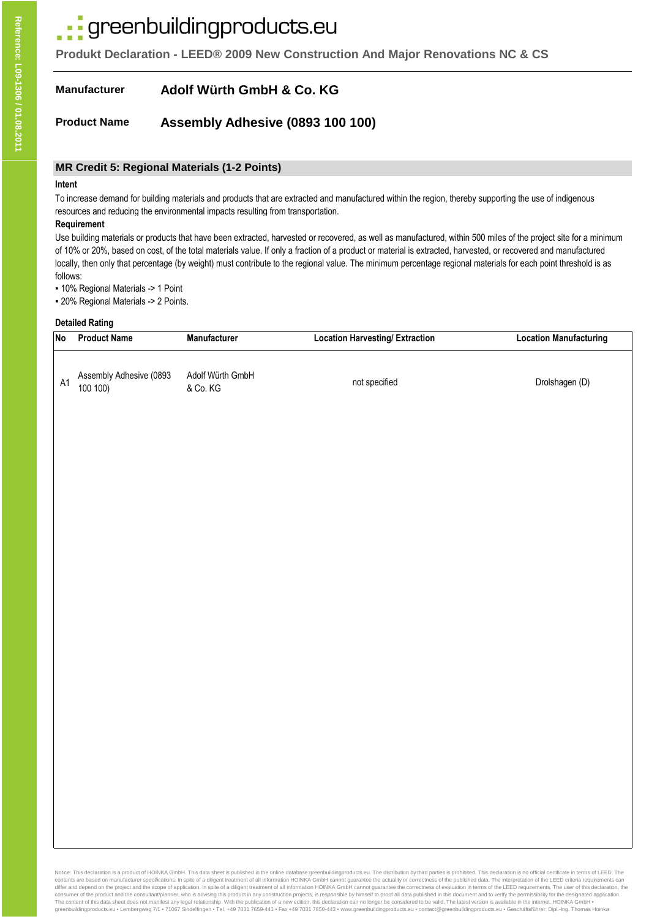# greenbuildingproducts.eu

**Produkt Declaration - LEED® 2009 New Construction And Major Renovations NC & CS**

**Manufacturer** **Adolf Würth GmbH & Co. KG**

**Product Name** **Assembly Adhesive (0893 100 100)**

## MR Credit 5: Regional Materials (1-2 Points)

### Intent

To increase demand for building materials and products that are extracted and manufactured within the region, thereby supporting the use of indigenous resources and reducing the environmental impacts resulting from transportation.

### Requirement

Use building materials or products that have been extracted, harvested or recovered, as well as manufactured, within 500 miles of the project site for a minimum of 10% or 20%, based on cost, of the total materials value. If only a fraction of a product or material is extracted, harvested, or recovered and manufactured locally, then only that percentage (by weight) must contribute to the regional value. The minimum percentage regional materials for each point threshold is as follows:

- 10% Regional Materials -> 1 Point
- 20% Regional Materials -> 2 Points.

### Detailed Rating

| No | Product Name | Manufacturer | Location Harvesting/ Extraction | Location Manufacturing |
|---|---|---|---|---|
| A1 | Assembly Adhesive (0893 100 100) | Adolf Würth GmbH & Co. KG | not specified | Drolshagen (D) |

Notice: This declaration is a product of HOINKA GmbH. This data sheet is published in the online database greenbuildingproducts.eu. The distribution by third parties is prohibited. This declaration is no official certificate in terms of LEED. The contents are based on manufacturer specifications. In spite of a diligent treatment of all information HOINKA GmbH cannot guarantee the actuality or correctness of the published data. The interpretation of the LEED criteria requirements can differ and depend on the project and the scope of application. In spite of a diligent treatment of all information HOINKA GmbH cannot guarantee the correctness of evaluation in terms of the LEED requirements. The user of this declaration, the consumer of the product and the consultant/planner, who is advising this product in any construction projects, is responsible by himself to proof all data published in this document and to verify the permissibility for the designated application. The content of this data sheet does not manifest any legal relationship. With the publication of a new edition, this declaration can no longer be considered to be valid. The latest version is available in the internet. HOINKA GmbH • greenbuildingproducts.eu • Lembergweg 7/1 • 71067 Sindelfingen • Tel. +49 7031 7659-441 • Fax +49 7031 7659-443 • www.greenbuildingproducts.eu • contact@greenbuildingproducts.eu • Geschäftsführer: Dipl.-Ing. Thomas Hoinka

Reference: L09-1306 / 01.08.2011